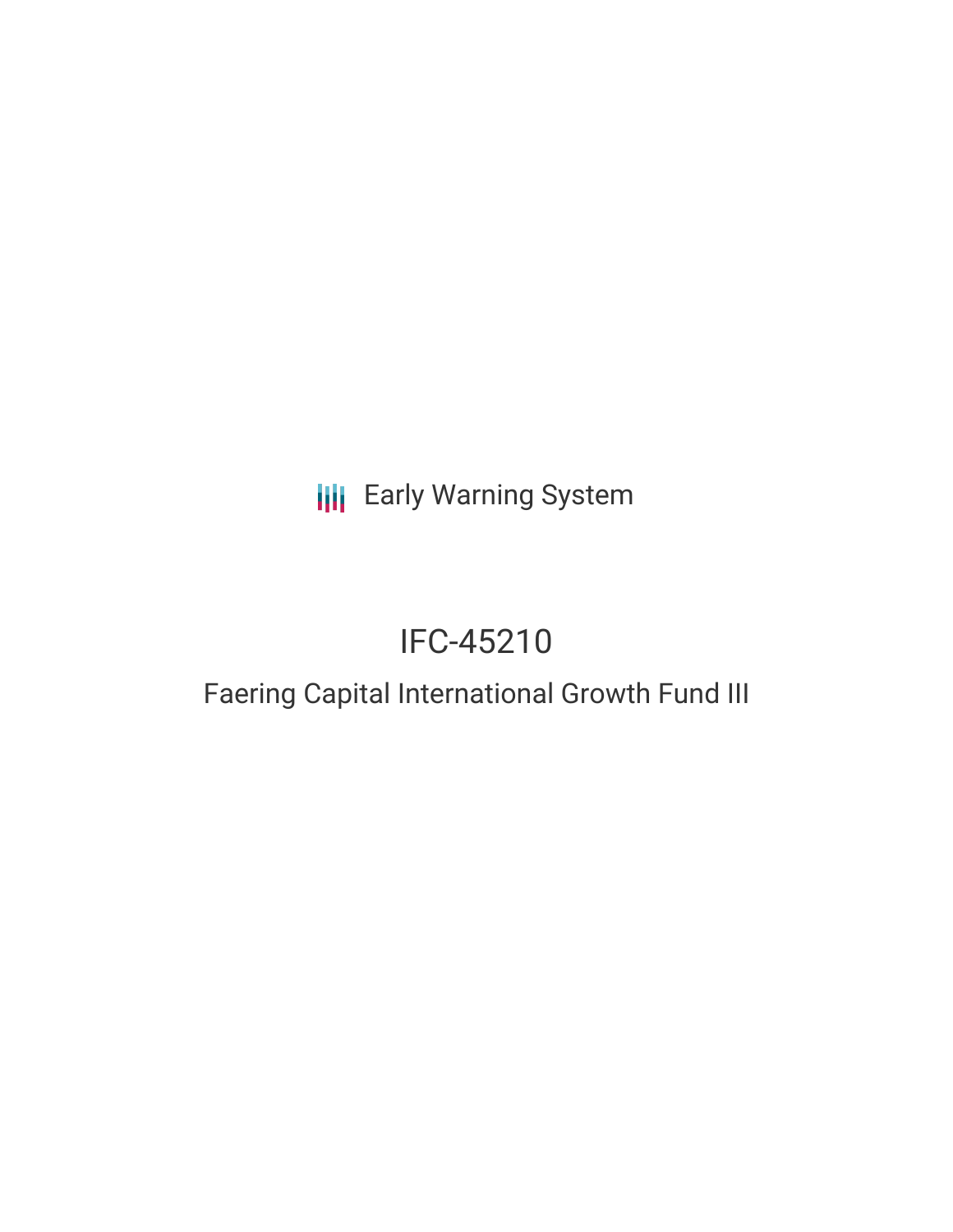Early Warning System

# IFC-45210

## Faering Capital International Growth Fund III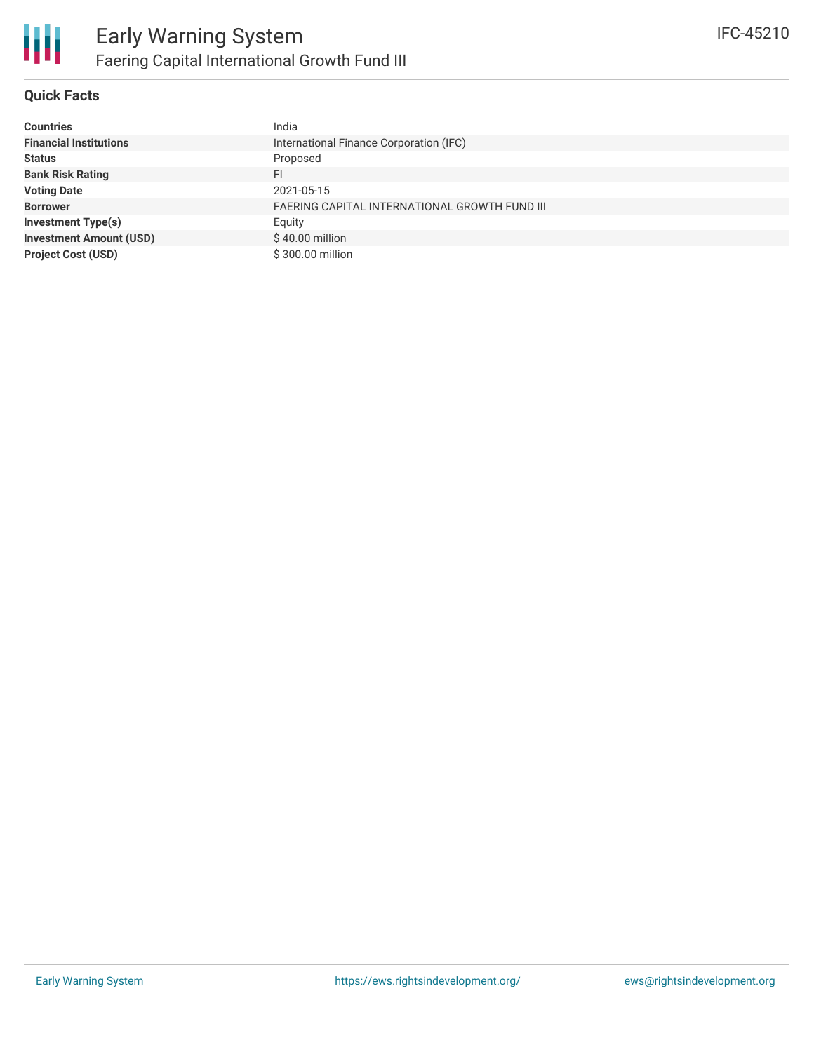# Early Warning System

## Faering Capital International Growth Fund III

IFC-45210

### Quick Facts

| | |
|---|---|
| **Countries** | India |
| **Financial Institutions** | International Finance Corporation (IFC) |
| **Status** | Proposed |
| **Bank Risk Rating** | FI |
| **Voting Date** | 2021-05-15 |
| **Borrower** | FAERING CAPITAL INTERNATIONAL GROWTH FUND III |
| **Investment Type(s)** | Equity |
| **Investment Amount (USD)** | $ 40.00 million |
| **Project Cost (USD)** | $ 300.00 million |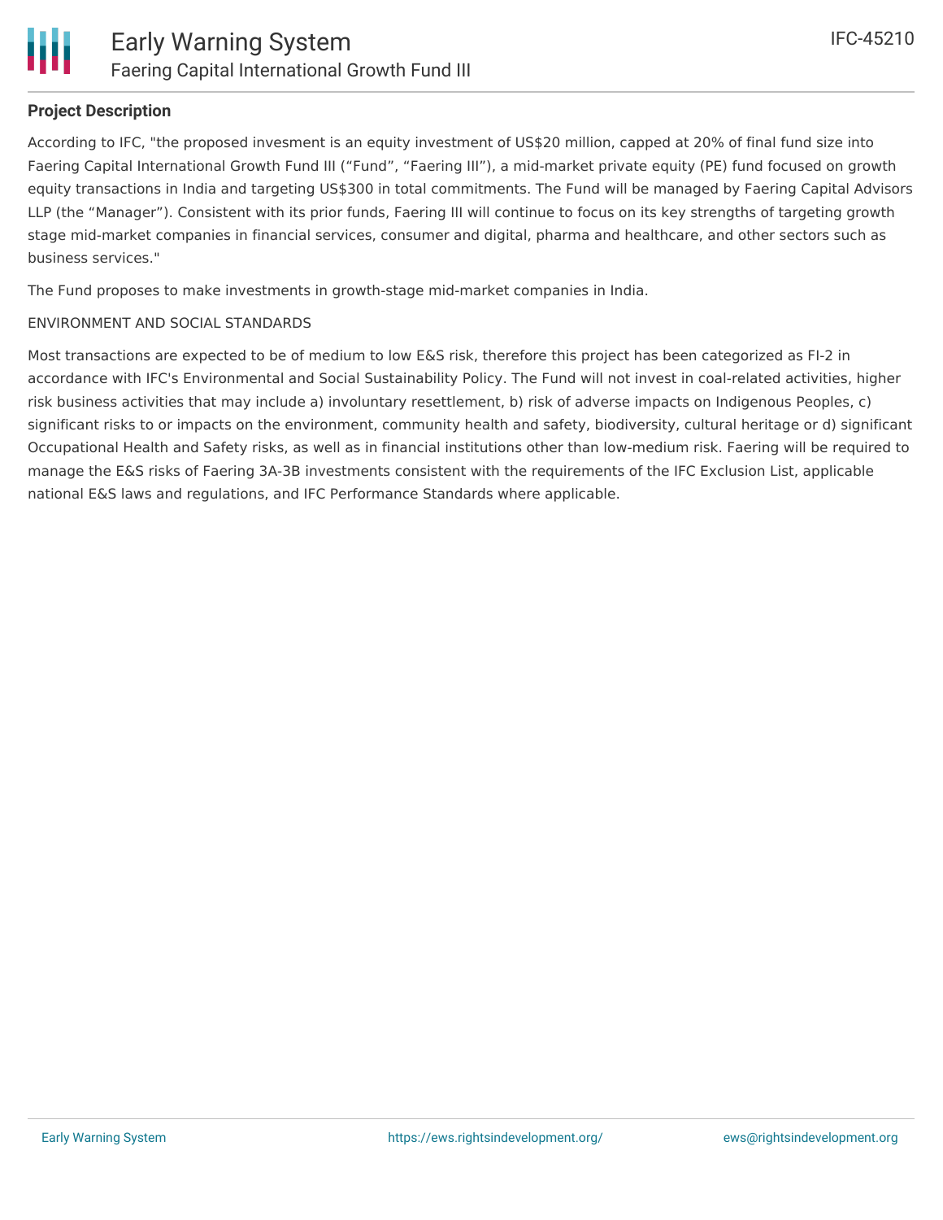## Project Description

According to IFC, "the proposed invesment is an equity investment of US$20 million, capped at 20% of final fund size into Faering Capital International Growth Fund III (“Fund”, “Faering III”), a mid-market private equity (PE) fund focused on growth equity transactions in India and targeting US$300 in total commitments. The Fund will be managed by Faering Capital Advisors LLP (the “Manager”). Consistent with its prior funds, Faering III will continue to focus on its key strengths of targeting growth stage mid-market companies in financial services, consumer and digital, pharma and healthcare, and other sectors such as business services."

The Fund proposes to make investments in growth-stage mid-market companies in India.

ENVIRONMENT AND SOCIAL STANDARDS

Most transactions are expected to be of medium to low E&S risk, therefore this project has been categorized as FI-2 in accordance with IFC's Environmental and Social Sustainability Policy. The Fund will not invest in coal-related activities, higher risk business activities that may include a) involuntary resettlement, b) risk of adverse impacts on Indigenous Peoples, c) significant risks to or impacts on the environment, community health and safety, biodiversity, cultural heritage or d) significant Occupational Health and Safety risks, as well as in financial institutions other than low-medium risk. Faering will be required to manage the E&S risks of Faering 3A-3B investments consistent with the requirements of the IFC Exclusion List, applicable national E&S laws and regulations, and IFC Performance Standards where applicable.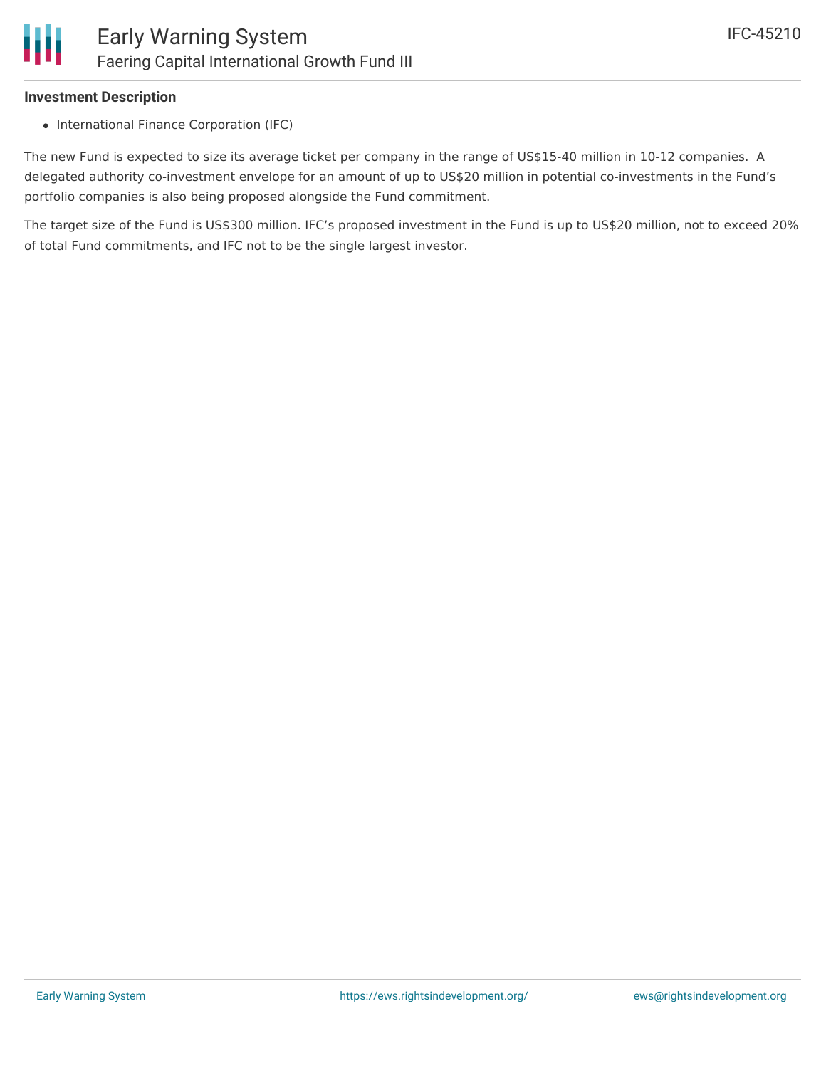**Investment Description**

- International Finance Corporation (IFC)

The new Fund is expected to size its average ticket per company in the range of US$15-40 million in 10-12 companies. A delegated authority co-investment envelope for an amount of up to US$20 million in potential co-investments in the Fund's portfolio companies is also being proposed alongside the Fund commitment.

The target size of the Fund is US$300 million. IFC's proposed investment in the Fund is up to US$20 million, not to exceed 20% of total Fund commitments, and IFC not to be the single largest investor.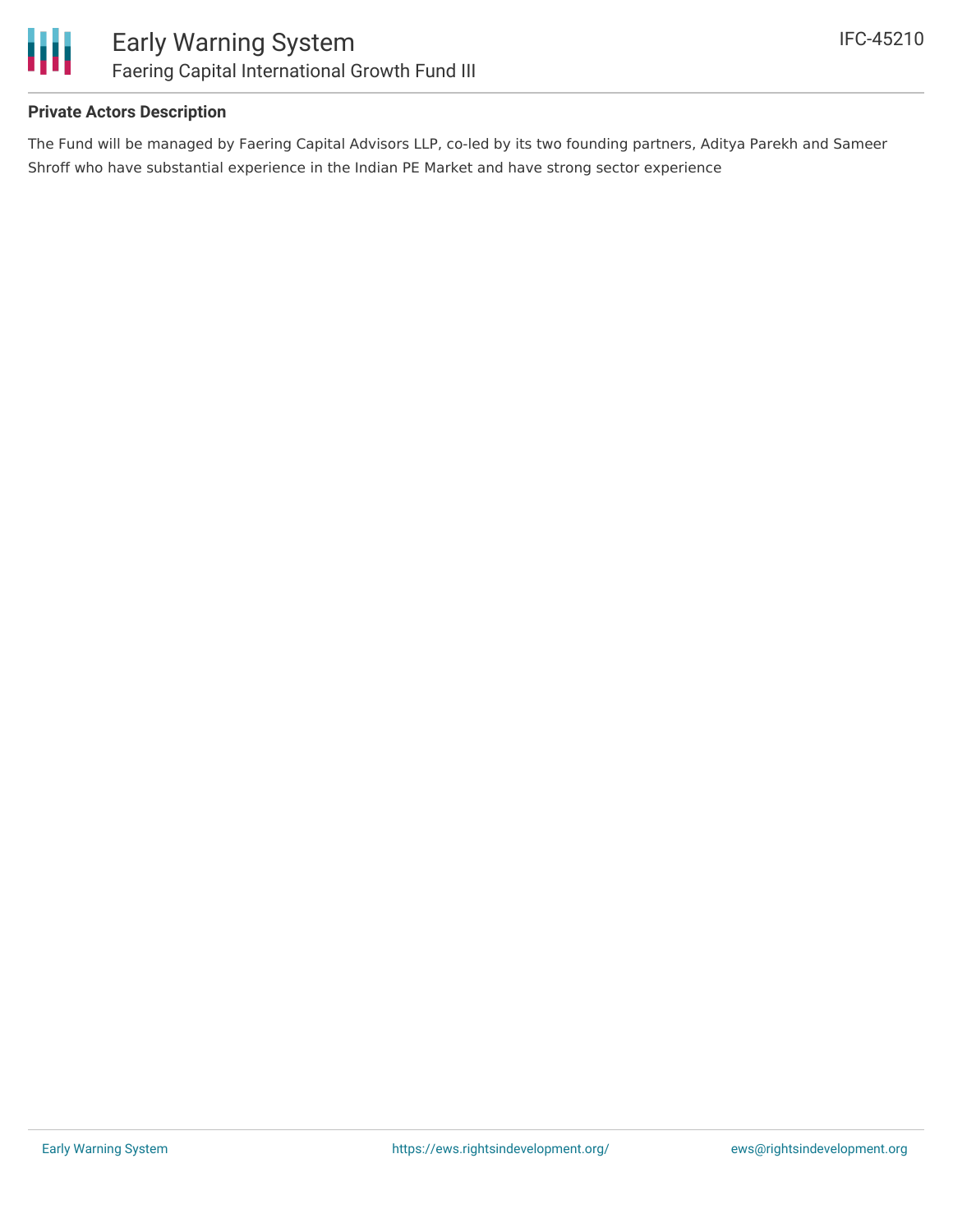**Private Actors Description**

The Fund will be managed by Faering Capital Advisors LLP, co-led by its two founding partners, Aditya Parekh and Sameer Shroff who have substantial experience in the Indian PE Market and have strong sector experience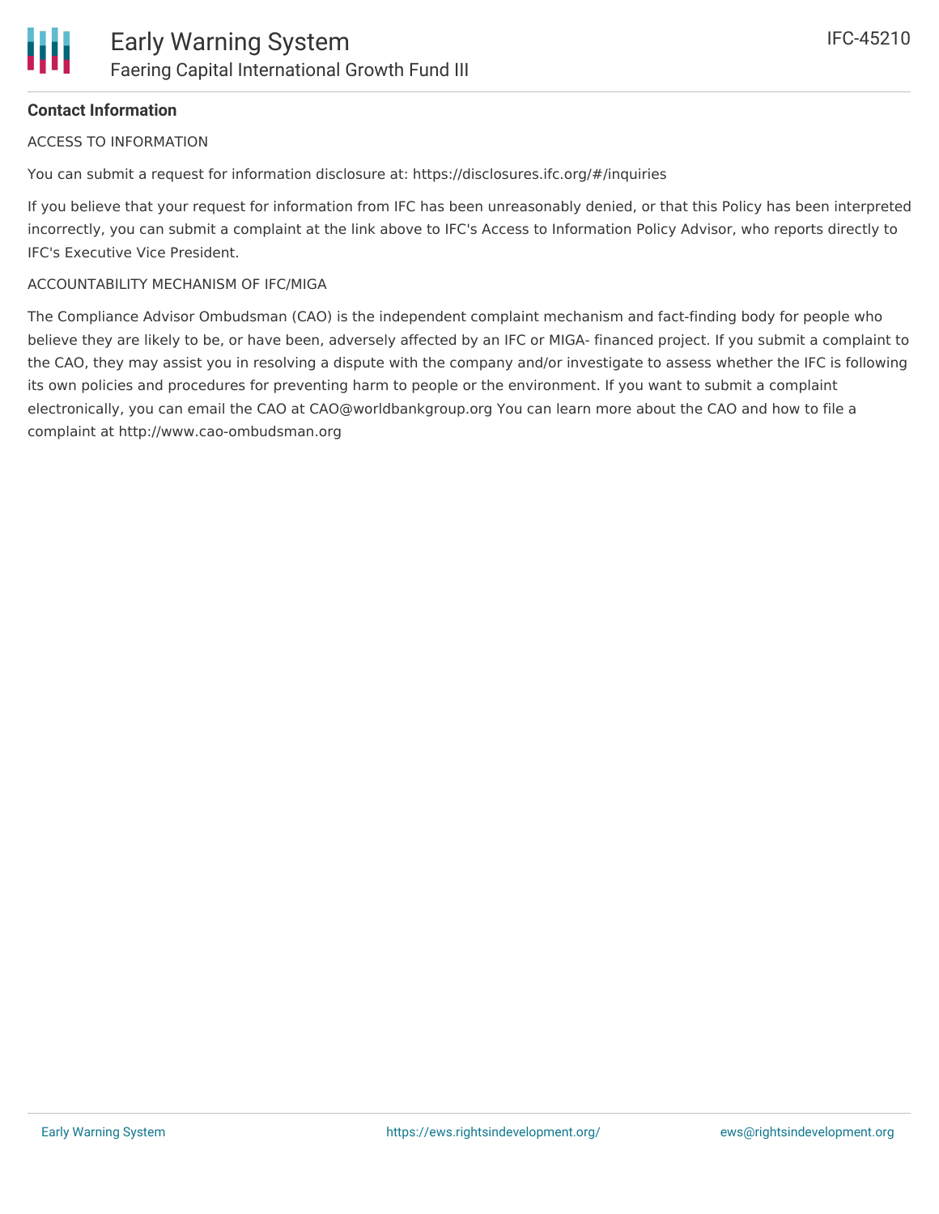**Contact Information**

ACCESS TO INFORMATION

You can submit a request for information disclosure at: https://disclosures.ifc.org/#/inquiries

If you believe that your request for information from IFC has been unreasonably denied, or that this Policy has been interpreted incorrectly, you can submit a complaint at the link above to IFC's Access to Information Policy Advisor, who reports directly to IFC's Executive Vice President.

ACCOUNTABILITY MECHANISM OF IFC/MIGA

The Compliance Advisor Ombudsman (CAO) is the independent complaint mechanism and fact-finding body for people who believe they are likely to be, or have been, adversely affected by an IFC or MIGA- financed project. If you submit a complaint to the CAO, they may assist you in resolving a dispute with the company and/or investigate to assess whether the IFC is following its own policies and procedures for preventing harm to people or the environment. If you want to submit a complaint electronically, you can email the CAO at CAO@worldbankgroup.org You can learn more about the CAO and how to file a complaint at http://www.cao-ombudsman.org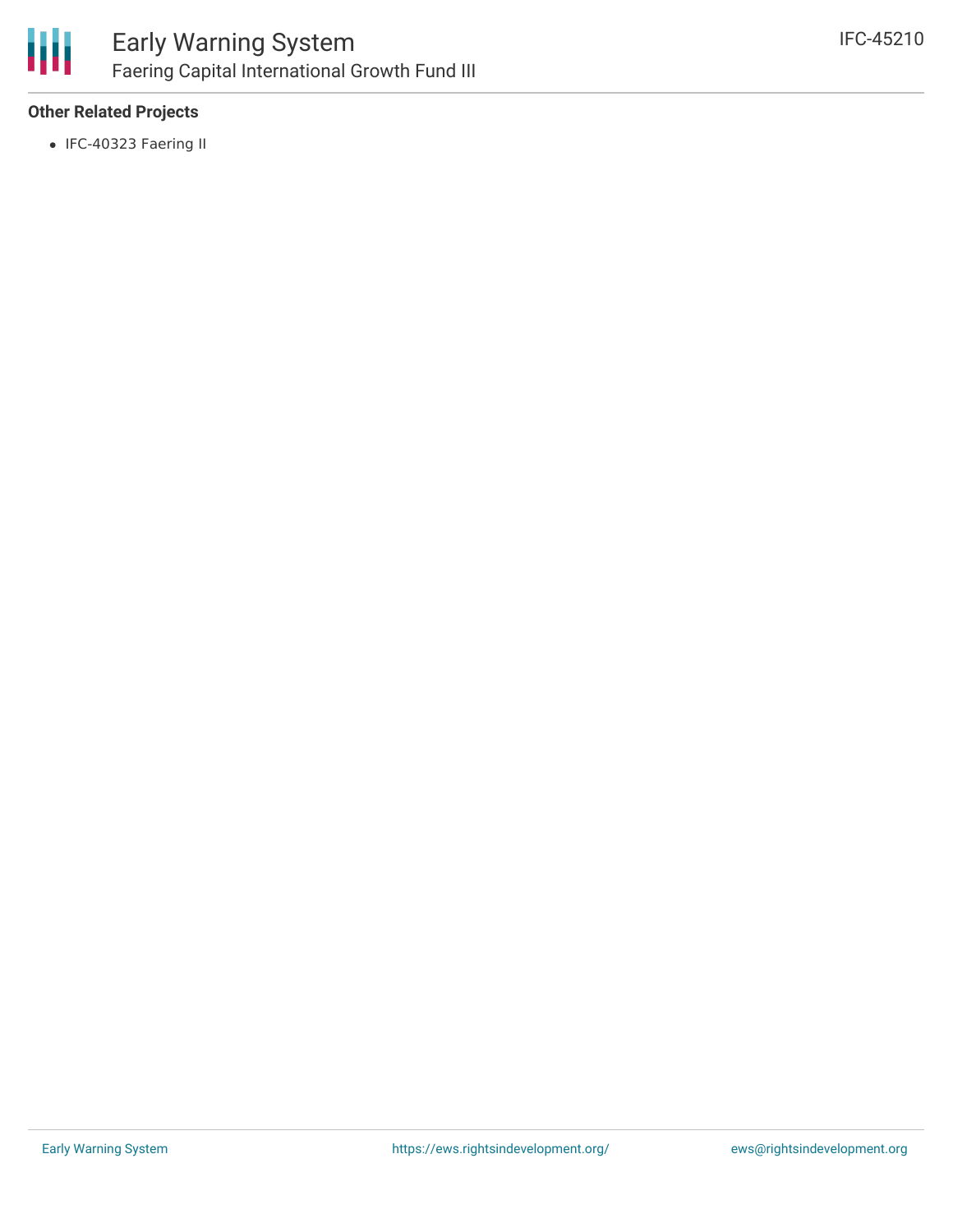**Other Related Projects**

- IFC-40323 Faering II